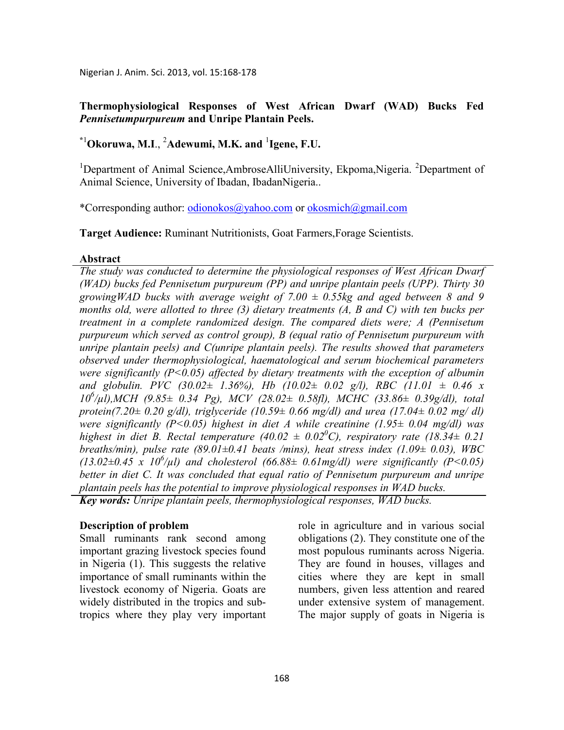# Thermophysiological Responses of West African Dwarf (WAD) Bucks Fed *Pennisetumpurpureum* and Unripe Plantain Peels.

**[*1]Okoruwa, M.I., [2]Adewumi, M.K. and [1]Igene, F.U.**

[1]Department of Animal Science,AmbroseAlliUniversity, Ekpoma,Nigeria. [2]Department of Animal Science, University of Ibadan, IbadanNigeria..

*Corresponding author: odionokos@yahoo.com or okosmich@gmail.com

**Target Audience:** Ruminant Nutritionists, Goat Farmers,Forage Scientists.

## Abstract

*The study was conducted to determine the physiological responses of West African Dwarf (WAD) bucks fed Pennisetum purpureum (PP) and unripe plantain peels (UPP). Thirty 30 growingWAD bucks with average weight of 7.00 ± 0.55kg and aged between 8 and 9 months old, were allotted to three (3) dietary treatments (A, B and C) with ten bucks per treatment in a complete randomized design. The compared diets were; A (Pennisetum purpureum which served as control group), B (equal ratio of Pennisetum purpureum with unripe plantain peels) and C(unripe plantain peels). The results showed that parameters observed under thermophysiological, haematological and serum biochemical parameters were significantly ($P<0.05$) affected by dietary treatments with the exception of albumin and globulin. PVC (30.02± 1.36%), Hb (10.02± 0.02 g/l), RBC (11.01 ± 0.46 x $10^6$/µl),MCH (9.85± 0.34 Pg), MCV (28.02± 0.58fl), MCHC (33.86± 0.39g/dl), total protein(7.20± 0.20 g/dl), triglyceride (10.59± 0.66 mg/dl) and urea (17.04± 0.02 mg/ dl) were significantly ($P<0.05$) highest in diet A while creatinine (1.95± 0.04 mg/dl) was highest in diet B. Rectal temperature (40.02 ± 0.02$^0$C), respiratory rate (18.34± 0.21 breaths/min), pulse rate (89.01±0.41 beats /mins), heat stress index (1.09± 0.03), WBC (13.02±0.45 x $10^6$/µl) and cholesterol (66.88± 0.61mg/dl) were significantly ($P<0.05$) better in diet C. It was concluded that equal ratio of Pennisetum purpureum and unripe plantain peels has the potential to improve physiological responses in WAD bucks.*

***Key words:** Unripe plantain peels, thermophysiological responses, WAD bucks.*

### Description of problem

Small ruminants rank second among important grazing livestock species found in Nigeria (1). This suggests the relative importance of small ruminants within the livestock economy of Nigeria. Goats are widely distributed in the tropics and sub-tropics where they play very important role in agriculture and in various social obligations (2). They constitute one of the most populous ruminants across Nigeria. They are found in houses, villages and cities where they are kept in small numbers, given less attention and reared under extensive system of management. The major supply of goats in Nigeria is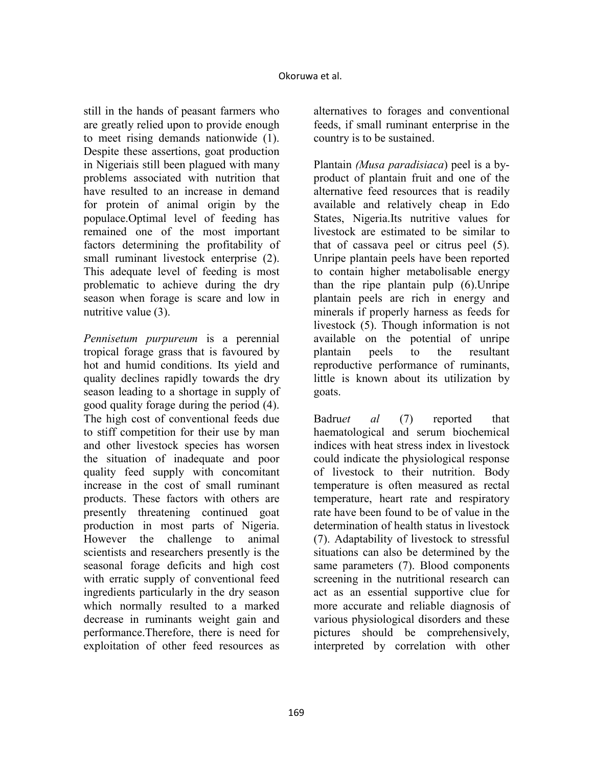still in the hands of peasant farmers who are greatly relied upon to provide enough to meet rising demands nationwide (1). Despite these assertions, goat production in Nigeriais still been plagued with many problems associated with nutrition that have resulted to an increase in demand for protein of animal origin by the populace.Optimal level of feeding has remained one of the most important factors determining the profitability of small ruminant livestock enterprise (2). This adequate level of feeding is most problematic to achieve during the dry season when forage is scare and low in nutritive value (3).

*Pennisetum purpureum* is a perennial tropical forage grass that is favoured by hot and humid conditions. Its yield and quality declines rapidly towards the dry season leading to a shortage in supply of good quality forage during the period (4). The high cost of conventional feeds due to stiff competition for their use by man and other livestock species has worsen the situation of inadequate and poor quality feed supply with concomitant increase in the cost of small ruminant products. These factors with others are presently threatening continued goat production in most parts of Nigeria. However the challenge to animal scientists and researchers presently is the seasonal forage deficits and high cost with erratic supply of conventional feed ingredients particularly in the dry season which normally resulted to a marked decrease in ruminants weight gain and performance.Therefore, there is need for exploitation of other feed resources as alternatives to forages and conventional feeds, if small ruminant enterprise in the country is to be sustained.

Plantain *(Musa paradisiaca*) peel is a by-product of plantain fruit and one of the alternative feed resources that is readily available and relatively cheap in Edo States, Nigeria.Its nutritive values for livestock are estimated to be similar to that of cassava peel or citrus peel (5). Unripe plantain peels have been reported to contain higher metabolisable energy than the ripe plantain pulp (6).Unripe plantain peels are rich in energy and minerals if properly harness as feeds for livestock (5). Though information is not available on the potential of unripe plantain peels to the resultant reproductive performance of ruminants, little is known about its utilization by goats.

Badru*et al* (7) reported that haematological and serum biochemical indices with heat stress index in livestock could indicate the physiological response of livestock to their nutrition. Body temperature is often measured as rectal temperature, heart rate and respiratory rate have been found to be of value in the determination of health status in livestock (7). Adaptability of livestock to stressful situations can also be determined by the same parameters (7). Blood components screening in the nutritional research can act as an essential supportive clue for more accurate and reliable diagnosis of various physiological disorders and these pictures should be comprehensively, interpreted by correlation with other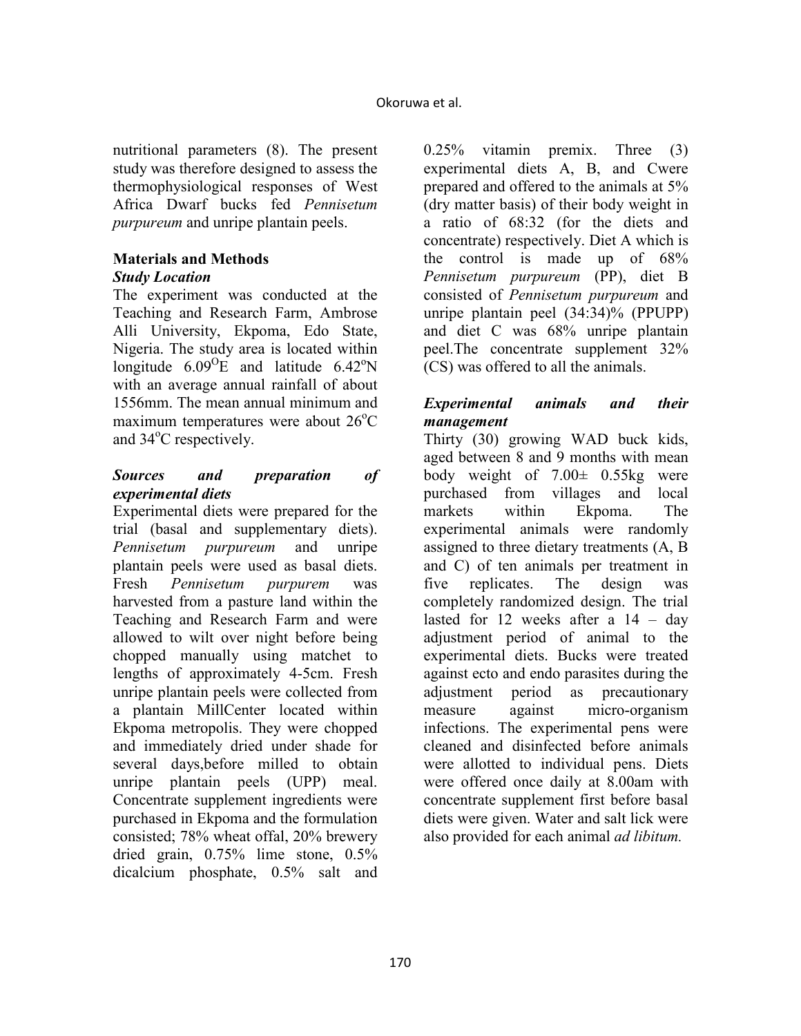nutritional parameters (8). The present study was therefore designed to assess the thermophysiological responses of West Africa Dwarf bucks fed *Pennisetum purpureum* and unripe plantain peels.

## Materials and Methods

### *Study Location*

The experiment was conducted at the Teaching and Research Farm, Ambrose Alli University, Ekpoma, Edo State, Nigeria. The study area is located within longitude $6.09^{O}$E and latitude $6.42^{o}$N with an average annual rainfall of about 1556mm. The mean annual minimum and maximum temperatures were about $26^{o}$C and $34^{o}$C respectively.

### *Sources and preparation of experimental diets*

Experimental diets were prepared for the trial (basal and supplementary diets). *Pennisetum purpureum* and unripe plantain peels were used as basal diets. Fresh *Pennisetum purpurem* was harvested from a pasture land within the Teaching and Research Farm and were allowed to wilt over night before being chopped manually using matchet to lengths of approximately 4-5cm. Fresh unripe plantain peels were collected from a plantain MillCenter located within Ekpoma metropolis. They were chopped and immediately dried under shade for several days,before milled to obtain unripe plantain peels (UPP) meal. Concentrate supplement ingredients were purchased in Ekpoma and the formulation consisted; 78% wheat offal, 20% brewery dried grain, 0.75% lime stone, 0.5% dicalcium phosphate, 0.5% salt and 0.25% vitamin premix. Three (3) experimental diets A, B, and Cwere prepared and offered to the animals at 5% (dry matter basis) of their body weight in a ratio of 68:32 (for the diets and concentrate) respectively. Diet A which is the control is made up of 68% *Pennisetum purpureum* (PP), diet B consisted of *Pennisetum purpureum* and unripe plantain peel (34:34)% (PPUPP) and diet C was 68% unripe plantain peel.The concentrate supplement 32% (CS) was offered to all the animals.

### *Experimental animals and their management*

Thirty (30) growing WAD buck kids, aged between 8 and 9 months with mean body weight of 7.00± 0.55kg were purchased from villages and local markets within Ekpoma. The experimental animals were randomly assigned to three dietary treatments (A, B and C) of ten animals per treatment in five replicates. The design was completely randomized design. The trial lasted for 12 weeks after a 14 – day adjustment period of animal to the experimental diets. Bucks were treated against ecto and endo parasites during the adjustment period as precautionary measure against micro-organism infections. The experimental pens were cleaned and disinfected before animals were allotted to individual pens. Diets were offered once daily at 8.00am with concentrate supplement first before basal diets were given. Water and salt lick were also provided for each animal *ad libitum.*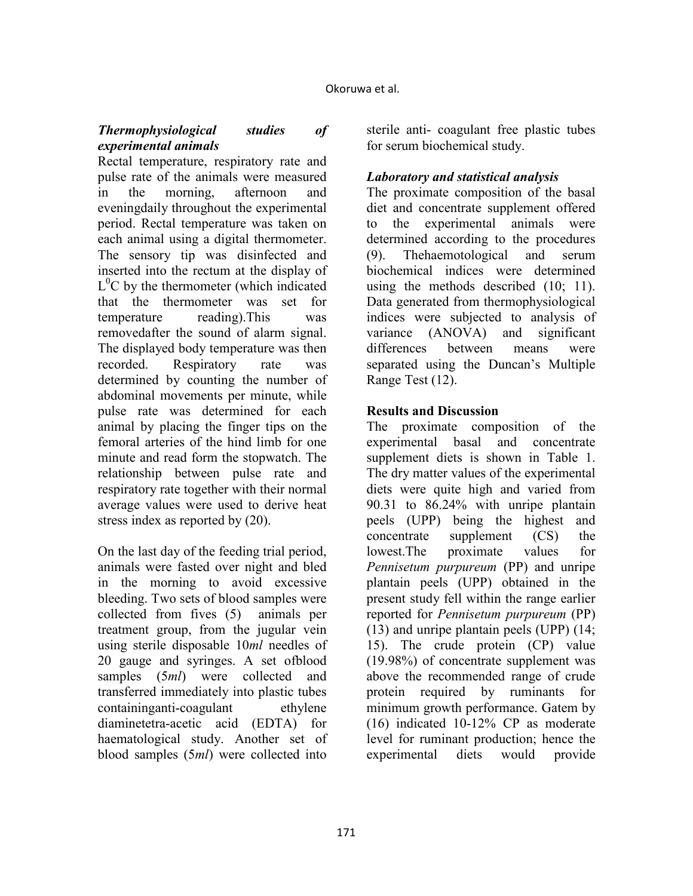### *Thermophysiological studies of experimental animals*

Rectal temperature, respiratory rate and pulse rate of the animals were measured in the morning, afternoon and eveningdaily throughout the experimental period. Rectal temperature was taken on each animal using a digital thermometer. The sensory tip was disinfected and inserted into the rectum at the display of $L^0C$ by the thermometer (which indicated that the thermometer was set for temperature reading).This was removedafter the sound of alarm signal. The displayed body temperature was then recorded. Respiratory rate was determined by counting the number of abdominal movements per minute, while pulse rate was determined for each animal by placing the finger tips on the femoral arteries of the hind limb for one minute and read form the stopwatch. The relationship between pulse rate and respiratory rate together with their normal average values were used to derive heat stress index as reported by (20).

On the last day of the feeding trial period, animals were fasted over night and bled in the morning to avoid excessive bleeding. Two sets of blood samples were collected from fives (5) animals per treatment group, from the jugular vein using sterile disposable 10*ml* needles of 20 gauge and syringes. A set ofblood samples (5*ml*) were collected and transferred immediately into plastic tubes containinganti-coagulant ethylene diaminetetra-acetic acid (EDTA) for haematological study. Another set of blood samples (5*ml*) were collected into sterile anti- coagulant free plastic tubes for serum biochemical study.

### *Laboratory and statistical analysis*

The proximate composition of the basal diet and concentrate supplement offered to the experimental animals were determined according to the procedures (9). Thehaematological and serum biochemical indices were determined using the methods described (10; 11). Data generated from thermophysiological indices were subjected to analysis of variance (ANOVA) and significant differences between means were separated using the Duncan's Multiple Range Test (12).

## Results and Discussion

The proximate composition of the experimental basal and concentrate supplement diets is shown in Table 1. The dry matter values of the experimental diets were quite high and varied from 90.31 to 86.24% with unripe plantain peels (UPP) being the highest and concentrate supplement (CS) the lowest.The proximate values for *Pennisetum purpureum* (PP) and unripe plantain peels (UPP) obtained in the present study fell within the range earlier reported for *Pennisetum purpureum* (PP) (13) and unripe plantain peels (UPP) (14; 15). The crude protein (CP) value (19.98%) of concentrate supplement was above the recommended range of crude protein required by ruminants for minimum growth performance. Gatem by (16) indicated 10-12% CP as moderate level for ruminant production; hence the experimental diets would provide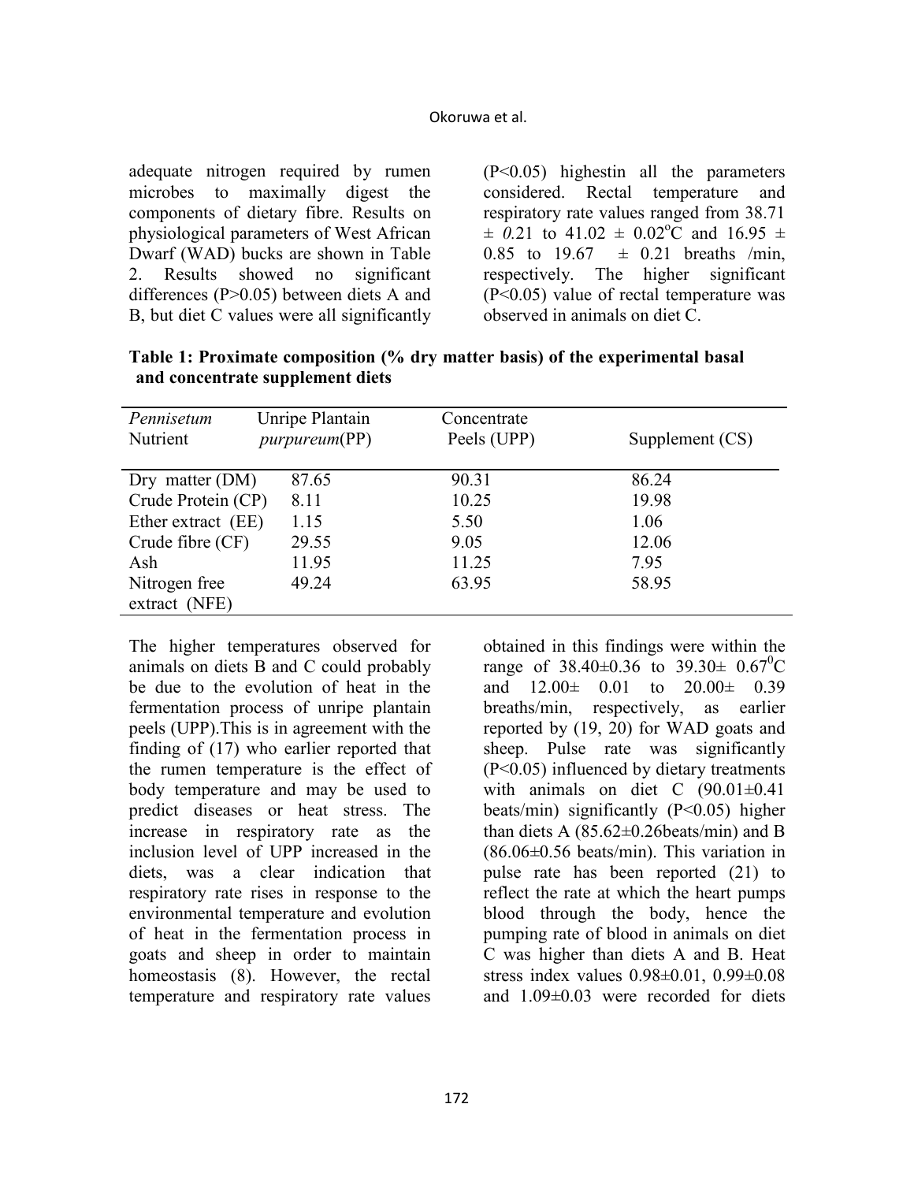adequate nitrogen required by rumen microbes to maximally digest the components of dietary fibre. Results on physiological parameters of West African Dwarf (WAD) bucks are shown in Table 2. Results showed no significant differences (P>0.05) between diets A and B, but diet C values were all significantly (P<0.05) highestin all the parameters considered. Rectal temperature and respiratory rate values ranged from 38.71 ± *0*.21 to 41.02 ± 0.02°C and 16.95 ± 0.85 to 19.67 ± 0.21 breaths /min, respectively. The higher significant (P<0.05) value of rectal temperature was observed in animals on diet C.

**Table 1: Proximate composition (% dry matter basis) of the experimental basal and concentrate supplement diets**

| Nutrient | *Pennisetum purpureum*(PP) | Unripe Plantain Peels (UPP) | Concentrate Supplement (CS) |
|---|---|---|---|
| Dry matter (DM) | 87.65 | 90.31 | 86.24 |
| Crude Protein (CP) | 8.11 | 10.25 | 19.98 |
| Ether extract (EE) | 1.15 | 5.50 | 1.06 |
| Crude fibre (CF) | 29.55 | 9.05 | 12.06 |
| Ash | 11.95 | 11.25 | 7.95 |
| Nitrogen free extract (NFE) | 49.24 | 63.95 | 58.95 |

The higher temperatures observed for animals on diets B and C could probably be due to the evolution of heat in the fermentation process of unripe plantain peels (UPP).This is in agreement with the finding of (17) who earlier reported that the rumen temperature is the effect of body temperature and may be used to predict diseases or heat stress. The increase in respiratory rate as the inclusion level of UPP increased in the diets, was a clear indication that respiratory rate rises in response to the environmental temperature and evolution of heat in the fermentation process in goats and sheep in order to maintain homeostasis (8). However, the rectal temperature and respiratory rate values obtained in this findings were within the range of 38.40±0.36 to 39.30± 0.67°C and 12.00± 0.01 to 20.00± 0.39 breaths/min, respectively, as earlier reported by (19, 20) for WAD goats and sheep. Pulse rate was significantly (P<0.05) influenced by dietary treatments with animals on diet C (90.01±0.41 beats/min) significantly (P<0.05) higher than diets A (85.62±0.26beats/min) and B (86.06±0.56 beats/min). This variation in pulse rate has been reported (21) to reflect the rate at which the heart pumps blood through the body, hence the pumping rate of blood in animals on diet C was higher than diets A and B. Heat stress index values 0.98±0.01, 0.99±0.08 and 1.09±0.03 were recorded for diets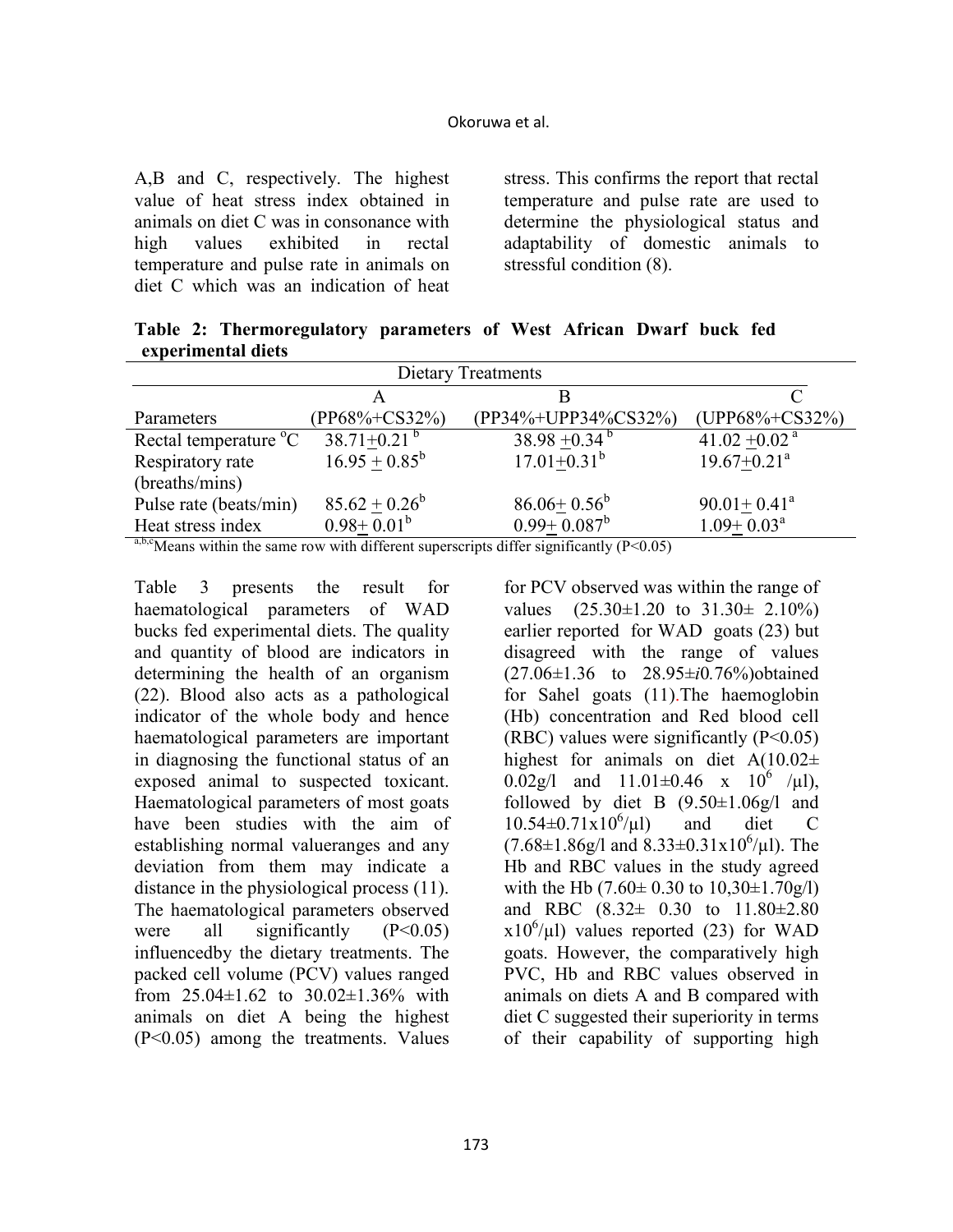A,B and C, respectively. The highest value of heat stress index obtained in animals on diet C was in consonance with high values exhibited in rectal temperature and pulse rate in animals on diet C which was an indication of heat stress. This confirms the report that rectal temperature and pulse rate are used to determine the physiological status and adaptability of domestic animals to stressful condition (8).

**Table 2: Thermoregulatory parameters of West African Dwarf buck fed experimental diets**

| | Dietary Treatments | | |
|---|---|---|---|
| | A | B | C |
| Parameters | (PP68%+CS32%) | (PP34%+UPP34%CS32%) | (UPP68%+CS32%) |
| Rectal temperature °C | 38.71±0.21 [b] | 38.98 ±0.34 [b] | 41.02 ±0.02 [a] |
| Respiratory rate (breaths/mins) | 16.95 ± 0.85[b] | 17.01±0.31[b] | 19.67±0.21[a] |
| Pulse rate (beats/min) | 85.62 ± 0.26[b] | 86.06± 0.56[b] | 90.01± 0.41[a] |
| Heat stress index | 0.98± 0.01[b] | 0.99± 0.087[b] | 1.09± 0.03[a] |

[a,b,c]Means within the same row with different superscripts differ significantly (P<0.05)

Table 3 presents the result for haematological parameters of WAD bucks fed experimental diets. The quality and quantity of blood are indicators in determining the health of an organism (22). Blood also acts as a pathological indicator of the whole body and hence haematological parameters are important in diagnosing the functional status of an exposed animal to suspected toxicant. Haematological parameters of most goats have been studies with the aim of establishing normal valueranges and any deviation from them may indicate a distance in the physiological process (11). The haematological parameters observed were all significantly (P<0.05) influencedby the dietary treatments. The packed cell volume (PCV) values ranged from 25.04±1.62 to 30.02±1.36% with animals on diet A being the highest (P<0.05) among the treatments. Values for PCV observed was within the range of values (25.30±1.20 to 31.30± 2.10%) earlier reported for WAD goats (23) but disagreed with the range of values (27.06±1.36 to 28.95±*i*0.76%)obtained for Sahel goats (11).The haemoglobin (Hb) concentration and Red blood cell (RBC) values were significantly (P<0.05) highest for animals on diet A(10.02± 0.02g/l and 11.01±0.46 x $10^6$ /µl), followed by diet B (9.50±1.06g/l and 10.54±0.71x$10^6$/µl) and diet C (7.68±1.86g/l and 8.33±0.31x$10^6$/µl). The Hb and RBC values in the study agreed with the Hb (7.60± 0.30 to 10,30±1.70g/l) and RBC (8.32± 0.30 to 11.80±2.80 x$10^6$/µl) values reported (23) for WAD goats. However, the comparatively high PVC, Hb and RBC values observed in animals on diets A and B compared with diet C suggested their superiority in terms of their capability of supporting high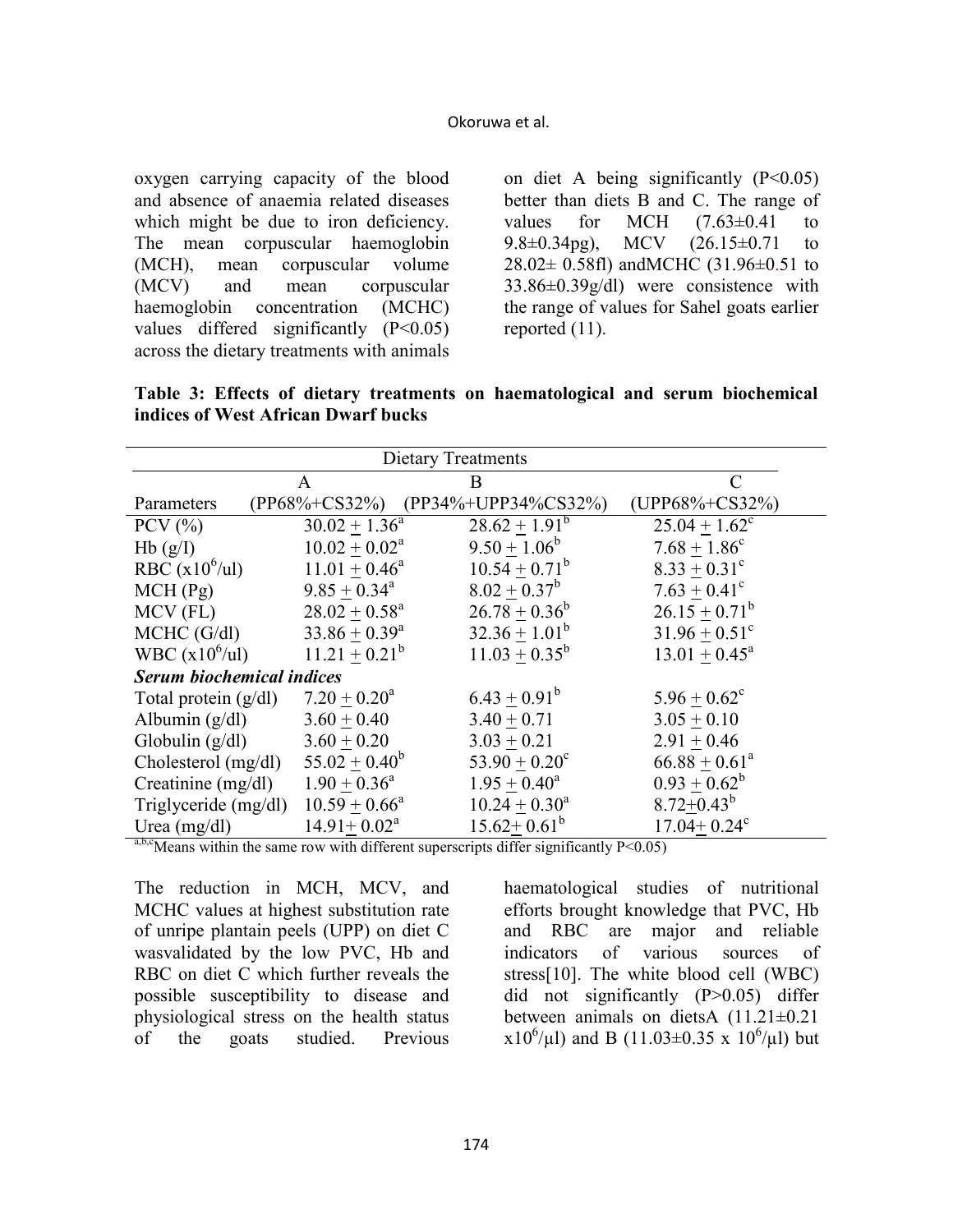oxygen carrying capacity of the blood and absence of anaemia related diseases which might be due to iron deficiency. The mean corpuscular haemoglobin (MCH), mean corpuscular volume (MCV) and mean corpuscular haemoglobin concentration (MCHC) values differed significantly ($P<0.05$) across the dietary treatments with animals on diet A being significantly ($P<0.05$) better than diets B and C. The range of values for MCH (7.63±0.41 to 9.8±0.34pg), MCV (26.15±0.71 to 28.02± 0.58fl) andMCHC (31.96±0.51 to 33.86±0.39g/dl) were consistence with the range of values for Sahel goats earlier reported (11).

**Table 3: Effects of dietary treatments on haematological and serum biochemical indices of West African Dwarf bucks**

| | Dietary Treatments | | |
|---|---|---|---|
| | A | B | C |
| Parameters | (PP68%+CS32%) | (PP34%+UPP34%CS32%) | (UPP68%+CS32%) |
| PCV (%) | $30.02 \pm 1.36^{a}$ | $28.62 \pm 1.91^{b}$ | $25.04 \pm 1.62^{c}$ |
| Hb (g/I) | $10.02 \pm 0.02^{a}$ | $9.50 \pm 1.06^{b}$ | $7.68 \pm 1.86^{c}$ |
| RBC ($x10^6$/ul) | $11.01 \pm 0.46^{a}$ | $10.54 \pm 0.71^{b}$ | $8.33 \pm 0.31^{c}$ |
| MCH (Pg) | $9.85 \pm 0.34^{a}$ | $8.02 \pm 0.37^{b}$ | $7.63 \pm 0.41^{c}$ |
| MCV (FL) | $28.02 \pm 0.58^{a}$ | $26.78 \pm 0.36^{b}$ | $26.15 \pm 0.71^{b}$ |
| MCHC (G/dl) | $33.86 \pm 0.39^{a}$ | $32.36 \pm 1.01^{b}$ | $31.96 \pm 0.51^{c}$ |
| WBC ($x10^6$/ul) | $11.21 \pm 0.21^{b}$ | $11.03 \pm 0.35^{b}$ | $13.01 \pm 0.45^{a}$ |
| ***Serum biochemical indices*** | | | |
| Total protein (g/dl) | $7.20 \pm 0.20^{a}$ | $6.43 \pm 0.91^{b}$ | $5.96 \pm 0.62^{c}$ |
| Albumin (g/dl) | $3.60 \pm 0.40$ | $3.40 \pm 0.71$ | $3.05 \pm 0.10$ |
| Globulin (g/dl) | $3.60 \pm 0.20$ | $3.03 \pm 0.21$ | $2.91 \pm 0.46$ |
| Cholesterol (mg/dl) | $55.02 \pm 0.40^{b}$ | $53.90 \pm 0.20^{c}$ | $66.88 \pm 0.61^{a}$ |
| Creatinine (mg/dl) | $1.90 \pm 0.36^{a}$ | $1.95 \pm 0.40^{a}$ | $0.93 \pm 0.62^{b}$ |
| Triglyceride (mg/dl) | $10.59 \pm 0.66^{a}$ | $10.24 \pm 0.30^{a}$ | $8.72 \pm 0.43^{b}$ |
| Urea (mg/dl) | $14.91 \pm 0.02^{a}$ | $15.62 \pm 0.61^{b}$ | $17.04 \pm 0.24^{c}$ |

$^{a,b,c}$Means within the same row with different superscripts differ significantly $P<0.05$)

The reduction in MCH, MCV, and MCHC values at highest substitution rate of unripe plantain peels (UPP) on diet C wasvalidated by the low PVC, Hb and RBC on diet C which further reveals the possible susceptibility to disease and physiological stress on the health status of the goats studied. Previous haematological studies of nutritional efforts brought knowledge that PVC, Hb and RBC are major and reliable indicators of various sources of stress[10]. The white blood cell (WBC) did not significantly ($P>0.05$) differ between animals on dietsA (11.21±0.21 $x10^6/\mu l$) and B (11.03±0.35 x $10^6/\mu l$) but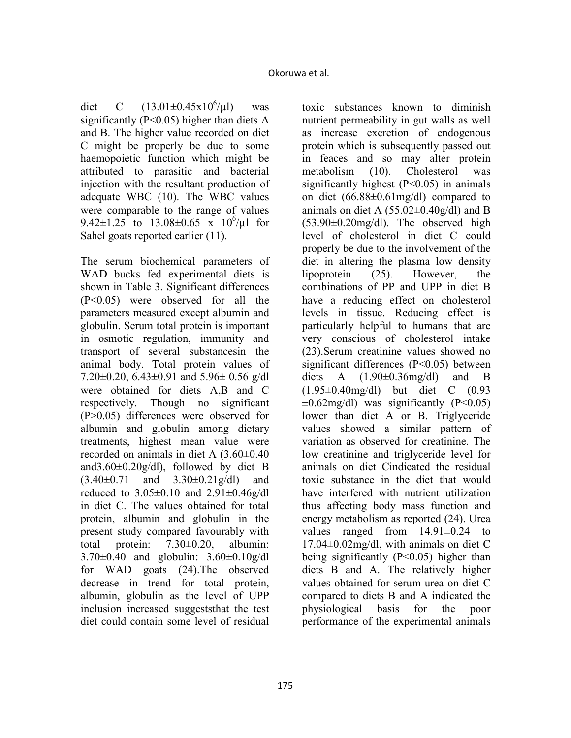diet C ($13.01\pm0.45 \times 10^6/\mu l$) was significantly ($P<0.05$) higher than diets A and B. The higher value recorded on diet C might be properly be due to some haemopoietic function which might be attributed to parasitic and bacterial injection with the resultant production of adequate WBC (10). The WBC values were comparable to the range of values $9.42\pm1.25$ to $13.08\pm0.65 \times 10^6/\mu l$ for Sahel goats reported earlier (11).

The serum biochemical parameters of WAD bucks fed experimental diets is shown in Table 3. Significant differences ($P<0.05$) were observed for all the parameters measured except albumin and globulin. Serum total protein is important in osmotic regulation, immunity and transport of several substancesin the animal body. Total protein values of $7.20\pm0.20$, $6.43\pm0.91$ and $5.96\pm 0.56$ g/dl were obtained for diets A,B and C respectively. Though no significant ($P>0.05$) differences were observed for albumin and globulin among dietary treatments, highest mean value were recorded on animals in diet A ($3.60\pm0.40$ and$3.60\pm0.20$g/dl), followed by diet B ($3.40\pm0.71$ and $3.30\pm0.21$g/dl) and reduced to $3.05\pm0.10$ and $2.91\pm0.46$g/dl in diet C. The values obtained for total protein, albumin and globulin in the present study compared favourably with total protein: $7.30\pm0.20$, albumin: $3.70\pm0.40$ and globulin: $3.60\pm0.10$g/dl for WAD goats (24).The observed decrease in trend for total protein, albumin, globulin as the level of UPP inclusion increased suggeststhat the test diet could contain some level of residual toxic substances known to diminish nutrient permeability in gut walls as well as increase excretion of endogenous protein which is subsequently passed out in feaces and so may alter protein metabolism (10). Cholesterol was significantly highest ($P<0.05$) in animals on diet ($66.88\pm0.61$mg/dl) compared to animals on diet A ($55.02\pm0.40$g/dl) and B ($53.90\pm0.20$mg/dl). The observed high level of cholesterol in diet C could properly be due to the involvement of the diet in altering the plasma low density lipoprotein (25). However, the combinations of PP and UPP in diet B have a reducing effect on cholesterol levels in tissue. Reducing effect is particularly helpful to humans that are very conscious of cholesterol intake (23).Serum creatinine values showed no significant differences ($P<0.05$) between diets A ($1.90\pm0.36$mg/dl) and B ($1.95\pm0.40$mg/dl) but diet C ($0.93 \pm0.62$mg/dl) was significantly ($P<0.05$) lower than diet A or B. Triglyceride values showed a similar pattern of variation as observed for creatinine. The low creatinine and triglyceride level for animals on diet Cindicated the residual toxic substance in the diet that would have interfered with nutrient utilization thus affecting body mass function and energy metabolism as reported (24). Urea values ranged from $14.91\pm0.24$ to $17.04\pm0.02$mg/dl, with animals on diet C being significantly ($P<0.05$) higher than diets B and A. The relatively higher values obtained for serum urea on diet C compared to diets B and A indicated the physiological basis for the poor performance of the experimental animals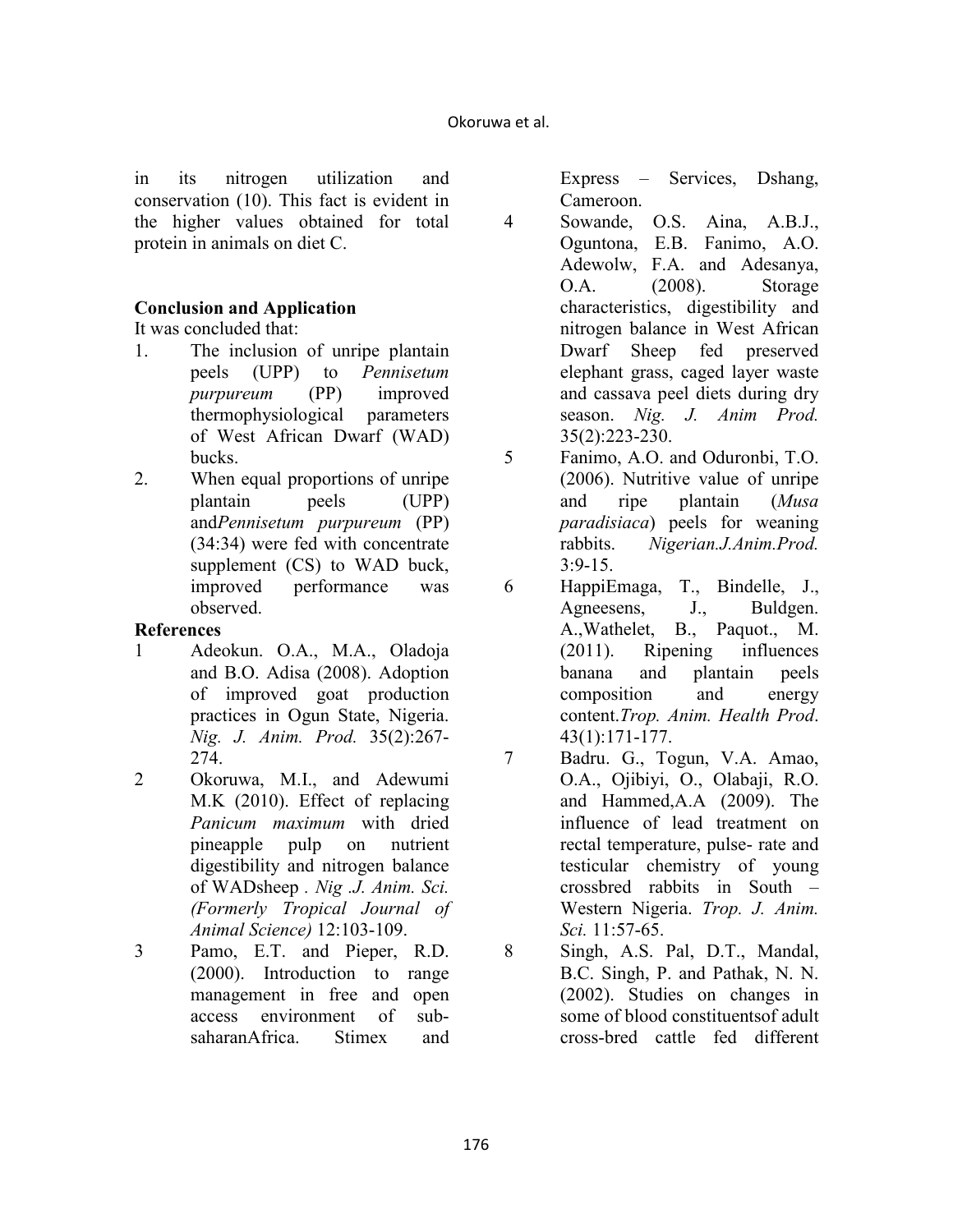in its nitrogen utilization and conservation (10). This fact is evident in the higher values obtained for total protein in animals on diet C.

## Conclusion and Application

It was concluded that:

1. The inclusion of unripe plantain peels (UPP) to *Pennisetum purpureum* (PP) improved thermophysiological parameters of West African Dwarf (WAD) bucks.
2. When equal proportions of unripe plantain peels (UPP) and*Pennisetum purpureum* (PP) (34:34) were fed with concentrate supplement (CS) to WAD buck, improved performance was observed.

## References

1. Adeokun. O.A., M.A., Oladoja and B.O. Adisa (2008). Adoption of improved goat production practices in Ogun State, Nigeria. *Nig. J. Anim. Prod.* 35(2):267-274.
2. Okoruwa, M.I., and Adewumi M.K (2010). Effect of replacing *Panicum maximum* with dried pineapple pulp on nutrient digestibility and nitrogen balance of WADsheep . *Nig .J. Anim. Sci. (Formerly Tropical Journal of Animal Science)* 12:103-109.
3. Pamo, E.T. and Pieper, R.D. (2000). Introduction to range management in free and open access environment of sub-saharanAfrica. Stimex and Express – Services, Dshang, Cameroon.
4. Sowande, O.S. Aina, A.B.J., Oguntona, E.B. Fanimo, A.O. Adewolw, F.A. and Adesanya, O.A. (2008). Storage characteristics, digestibility and nitrogen balance in West African Dwarf Sheep fed preserved elephant grass, caged layer waste and cassava peel diets during dry season. *Nig. J. Anim Prod.* 35(2):223-230.
5. Fanimo, A.O. and Oduronbi, T.O. (2006). Nutritive value of unripe and ripe plantain (*Musa paradisiaca*) peels for weaning rabbits. *Nigerian.J.Anim.Prod.* 3:9-15.
6. HappiEmaga, T., Bindelle, J., Agneesens, J., Buldgen. A.,Wathelet, B., Paquot., M. (2011). Ripening influences banana and plantain peels composition and energy content.*Trop. Anim. Health Prod*. 43(1):171-177.
7. Badru. G., Togun, V.A. Amao, O.A., Ojibiyi, O., Olabaji, R.O. and Hammed,A.A (2009). The influence of lead treatment on rectal temperature, pulse- rate and testicular chemistry of young crossbred rabbits in South – Western Nigeria. *Trop. J. Anim. Sci.* 11:57-65.
8. Singh, A.S. Pal, D.T., Mandal, B.C. Singh, P. and Pathak, N. N. (2002). Studies on changes in some of blood constituentsof adult cross-bred cattle fed different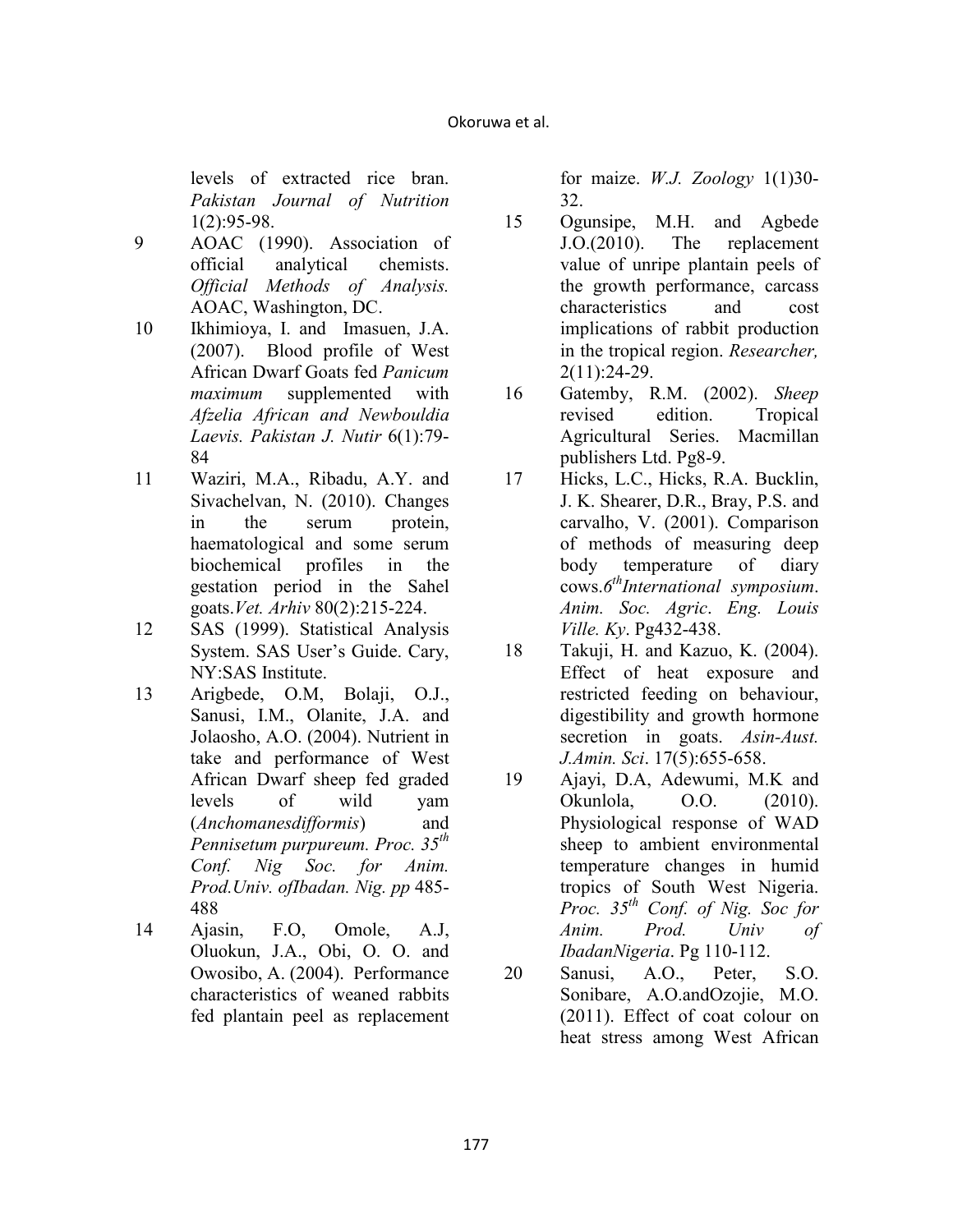levels of extracted rice bran. *Pakistan Journal of Nutrition* 1(2):95-98.

9 AOAC (1990). Association of official analytical chemists. *Official Methods of Analysis.* AOAC, Washington, DC.

10 Ikhimioya, I. and Imasuen, J.A. (2007). Blood profile of West African Dwarf Goats fed *Panicum maximum* supplemented with *Afzelia African and Newbouldia Laevis. Pakistan J. Nutir* 6(1):79-84

11 Waziri, M.A., Ribadu, A.Y. and Sivachelvan, N. (2010). Changes in the serum protein, haematological and some serum biochemical profiles in the gestation period in the Sahel goats.*Vet. Arhiv* 80(2):215-224.

12 SAS (1999). Statistical Analysis System. SAS User's Guide. Cary, NY:SAS Institute.

13 Arigbede, O.M, Bolaji, O.J., Sanusi, I.M., Olanite, J.A. and Jolaosho, A.O. (2004). Nutrient in take and performance of West African Dwarf sheep fed graded levels of wild yam (*Anchomanesdifformis*) and *Pennisetum purpureum. Proc. 35th Conf. Nig Soc. for Anim. Prod.Univ. ofIbadan. Nig. pp* 485-488

14 Ajasin, F.O, Omole, A.J, Oluokun, J.A., Obi, O. O. and Owosibo, A. (2004). Performance characteristics of weaned rabbits fed plantain peel as replacement for maize. *W.J. Zoology* 1(1)30-32.

15 Ogunsipe, M.H. and Agbede J.O.(2010). The replacement value of unripe plantain peels of the growth performance, carcass characteristics and cost implications of rabbit production in the tropical region. *Researcher,* 2(11):24-29.

16 Gatemby, R.M. (2002). *Sheep* revised edition. Tropical Agricultural Series. Macmillan publishers Ltd. Pg8-9.

17 Hicks, L.C., Hicks, R.A. Bucklin, J. K. Shearer, D.R., Bray, P.S. and carvalho, V. (2001). Comparison of methods of measuring deep body temperature of diary cows.*6th International symposium*. *Anim. Soc. Agric*. *Eng. Louis Ville. Ky*. Pg432-438.

18 Takuji, H. and Kazuo, K. (2004). Effect of heat exposure and restricted feeding on behaviour, digestibility and growth hormone secretion in goats. *Asin-Aust. J.Amin. Sci*. 17(5):655-658.

19 Ajayi, D.A, Adewumi, M.K and Okunlola, O.O. (2010). Physiological response of WAD sheep to ambient environmental temperature changes in humid tropics of South West Nigeria. *Proc. 35th Conf. of Nig. Soc for Anim. Prod. Univ of IbadanNigeria*. Pg 110-112.

20 Sanusi, A.O., Peter, S.O. Sonibare, A.O.andOzojie, M.O. (2011). Effect of coat colour on heat stress among West African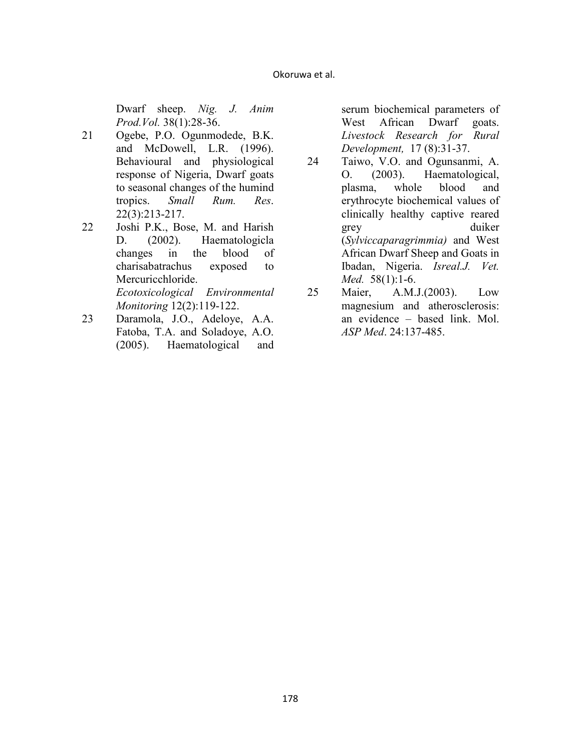Dwarf sheep. *Nig. J. Anim Prod.Vol.* 38(1):28-36.

21 Ogebe, P.O. Ogunmodede, B.K. and McDowell, L.R. (1996). Behavioural and physiological response of Nigeria, Dwarf goats to seasonal changes of the humind tropics. *Small Rum. Res*. 22(3):213-217.

22 Joshi P.K., Bose, M. and Harish D. (2002). Haematologicla changes in the blood of charisabatrachus exposed to Mercuricchloride. *Ecotoxicological Environmental Monitoring* 12(2):119-122.

23 Daramola, J.O., Adeloye, A.A. Fatoba, T.A. and Soladoye, A.O. (2005). Haematological and serum biochemical parameters of West African Dwarf goats. *Livestock Research for Rural Development,* 17 (8):31-37.

24 Taiwo, V.O. and Ogunsanmi, A. O. (2003). Haematological, plasma, whole blood and erythrocyte biochemical values of clinically healthy captive reared grey duiker (*Sylviccaparagrimmia)* and West African Dwarf Sheep and Goats in Ibadan, Nigeria. *Isreal.J. Vet. Med.* 58(1):1-6.

25 Maier, A.M.J.(2003). Low magnesium and atherosclerosis: an evidence – based link. Mol. *ASP Med*. 24:137-485.